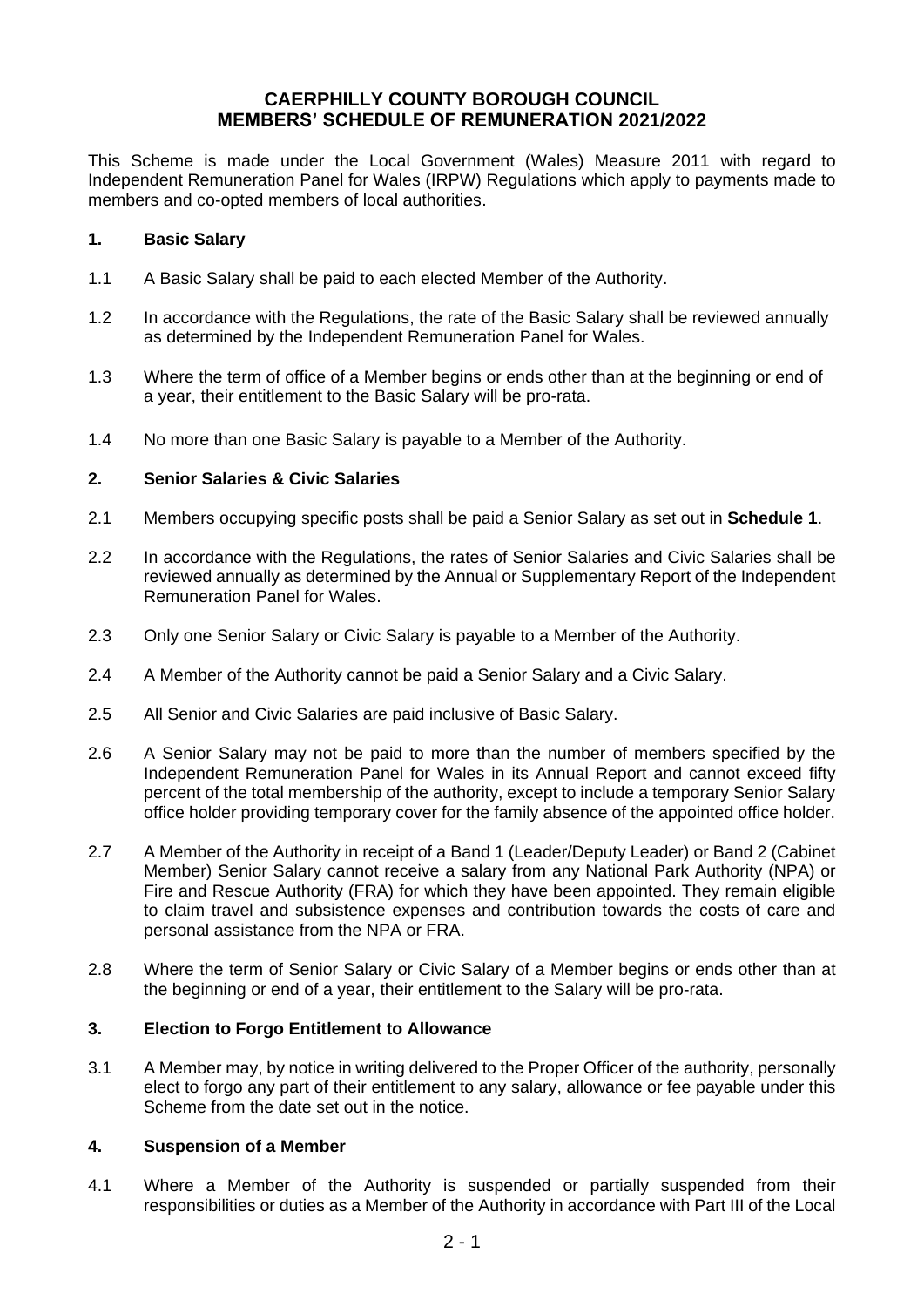# CAERPHILLY COUNTY BOROUGH COUNCIL
# MEMBERS' SCHEDULE OF REMUNERATION 2021/2022

This Scheme is made under the Local Government (Wales) Measure 2011 with regard to Independent Remuneration Panel for Wales (IRPW) Regulations which apply to payments made to members and co-opted members of local authorities.

## 1. Basic Salary

1.1 A Basic Salary shall be paid to each elected Member of the Authority.

1.2 In accordance with the Regulations, the rate of the Basic Salary shall be reviewed annually as determined by the Independent Remuneration Panel for Wales.

1.3 Where the term of office of a Member begins or ends other than at the beginning or end of a year, their entitlement to the Basic Salary will be pro-rata.

1.4 No more than one Basic Salary is payable to a Member of the Authority.

## 2. Senior Salaries & Civic Salaries

2.1 Members occupying specific posts shall be paid a Senior Salary as set out in **Schedule 1**.

2.2 In accordance with the Regulations, the rates of Senior Salaries and Civic Salaries shall be reviewed annually as determined by the Annual or Supplementary Report of the Independent Remuneration Panel for Wales.

2.3 Only one Senior Salary or Civic Salary is payable to a Member of the Authority.

2.4 A Member of the Authority cannot be paid a Senior Salary and a Civic Salary.

2.5 All Senior and Civic Salaries are paid inclusive of Basic Salary.

2.6 A Senior Salary may not be paid to more than the number of members specified by the Independent Remuneration Panel for Wales in its Annual Report and cannot exceed fifty percent of the total membership of the authority, except to include a temporary Senior Salary office holder providing temporary cover for the family absence of the appointed office holder.

2.7 A Member of the Authority in receipt of a Band 1 (Leader/Deputy Leader) or Band 2 (Cabinet Member) Senior Salary cannot receive a salary from any National Park Authority (NPA) or Fire and Rescue Authority (FRA) for which they have been appointed. They remain eligible to claim travel and subsistence expenses and contribution towards the costs of care and personal assistance from the NPA or FRA.

2.8 Where the term of Senior Salary or Civic Salary of a Member begins or ends other than at the beginning or end of a year, their entitlement to the Salary will be pro-rata.

## 3. Election to Forgo Entitlement to Allowance

3.1 A Member may, by notice in writing delivered to the Proper Officer of the authority, personally elect to forgo any part of their entitlement to any salary, allowance or fee payable under this Scheme from the date set out in the notice.

## 4. Suspension of a Member

4.1 Where a Member of the Authority is suspended or partially suspended from their responsibilities or duties as a Member of the Authority in accordance with Part III of the Local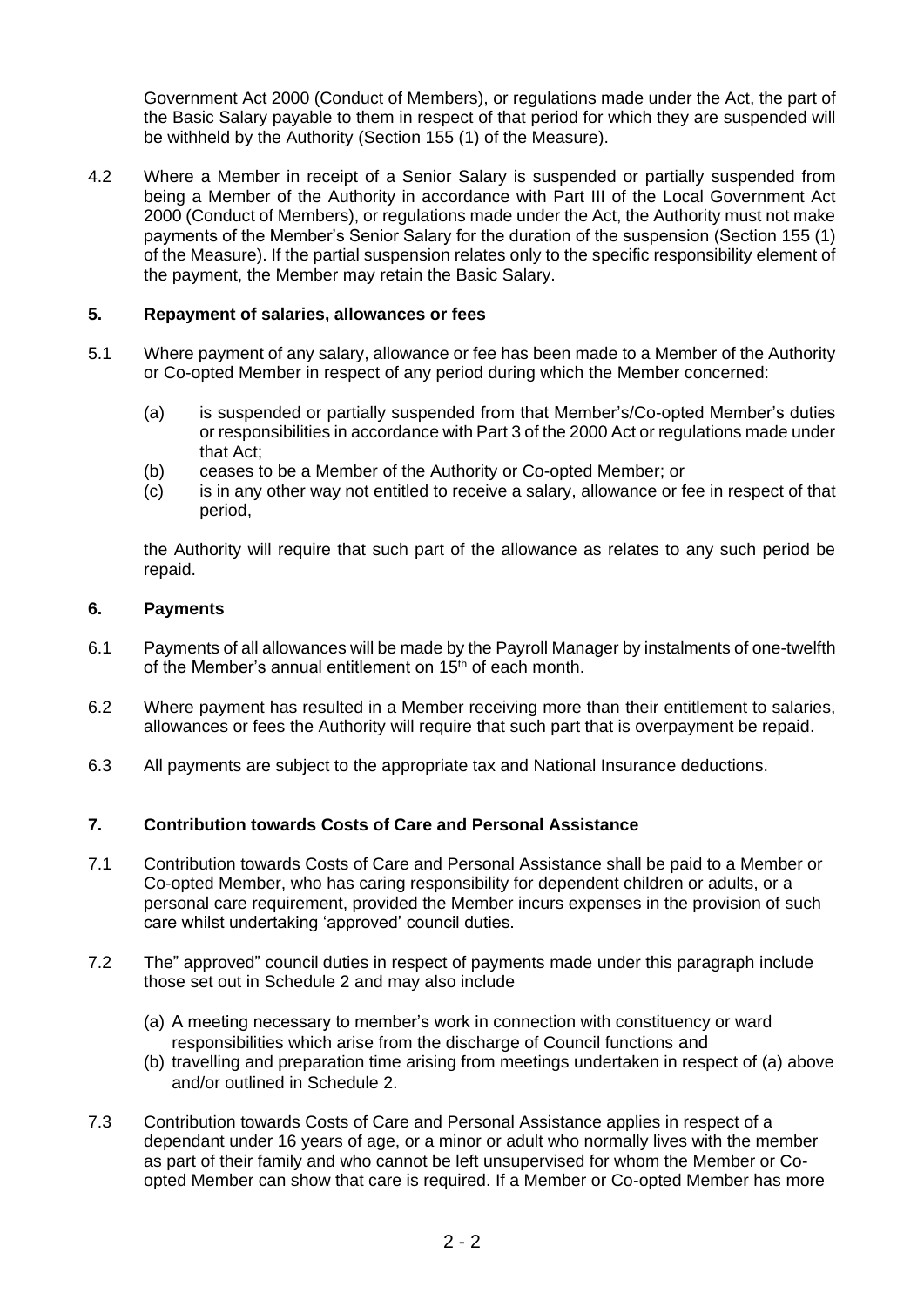Government Act 2000 (Conduct of Members), or regulations made under the Act, the part of the Basic Salary payable to them in respect of that period for which they are suspended will be withheld by the Authority (Section 155 (1) of the Measure).

4.2 Where a Member in receipt of a Senior Salary is suspended or partially suspended from being a Member of the Authority in accordance with Part III of the Local Government Act 2000 (Conduct of Members), or regulations made under the Act, the Authority must not make payments of the Member's Senior Salary for the duration of the suspension (Section 155 (1) of the Measure). If the partial suspension relates only to the specific responsibility element of the payment, the Member may retain the Basic Salary.

## 5. Repayment of salaries, allowances or fees

5.1 Where payment of any salary, allowance or fee has been made to a Member of the Authority or Co-opted Member in respect of any period during which the Member concerned:

(a) is suspended or partially suspended from that Member's/Co-opted Member's duties or responsibilities in accordance with Part 3 of the 2000 Act or regulations made under that Act;
(b) ceases to be a Member of the Authority or Co-opted Member; or
(c) is in any other way not entitled to receive a salary, allowance or fee in respect of that period,

the Authority will require that such part of the allowance as relates to any such period be repaid.

## 6. Payments

6.1 Payments of all allowances will be made by the Payroll Manager by instalments of one-twelfth of the Member's annual entitlement on 15th of each month.

6.2 Where payment has resulted in a Member receiving more than their entitlement to salaries, allowances or fees the Authority will require that such part that is overpayment be repaid.

6.3 All payments are subject to the appropriate tax and National Insurance deductions.

## 7. Contribution towards Costs of Care and Personal Assistance

7.1 Contribution towards Costs of Care and Personal Assistance shall be paid to a Member or Co-opted Member, who has caring responsibility for dependent children or adults, or a personal care requirement, provided the Member incurs expenses in the provision of such care whilst undertaking 'approved' council duties.

7.2 The" approved" council duties in respect of payments made under this paragraph include those set out in Schedule 2 and may also include

(a) A meeting necessary to member's work in connection with constituency or ward responsibilities which arise from the discharge of Council functions and
(b) travelling and preparation time arising from meetings undertaken in respect of (a) above and/or outlined in Schedule 2.

7.3 Contribution towards Costs of Care and Personal Assistance applies in respect of a dependant under 16 years of age, or a minor or adult who normally lives with the member as part of their family and who cannot be left unsupervised for whom the Member or Co-opted Member can show that care is required. If a Member or Co-opted Member has more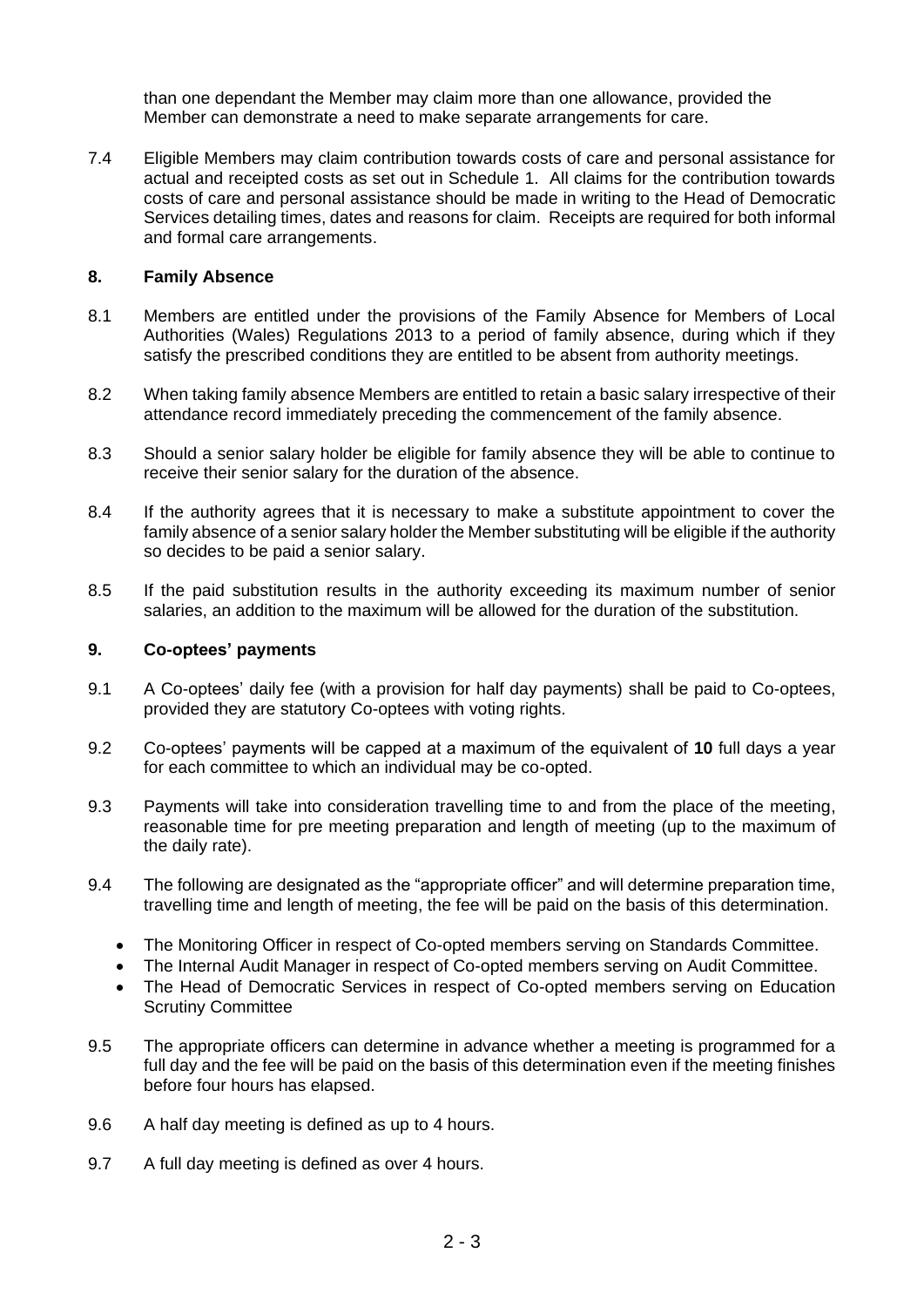than one dependant the Member may claim more than one allowance, provided the Member can demonstrate a need to make separate arrangements for care.

7.4 Eligible Members may claim contribution towards costs of care and personal assistance for actual and receipted costs as set out in Schedule 1. All claims for the contribution towards costs of care and personal assistance should be made in writing to the Head of Democratic Services detailing times, dates and reasons for claim. Receipts are required for both informal and formal care arrangements.

## 8. Family Absence

8.1 Members are entitled under the provisions of the Family Absence for Members of Local Authorities (Wales) Regulations 2013 to a period of family absence, during which if they satisfy the prescribed conditions they are entitled to be absent from authority meetings.

8.2 When taking family absence Members are entitled to retain a basic salary irrespective of their attendance record immediately preceding the commencement of the family absence.

8.3 Should a senior salary holder be eligible for family absence they will be able to continue to receive their senior salary for the duration of the absence.

8.4 If the authority agrees that it is necessary to make a substitute appointment to cover the family absence of a senior salary holder the Member substituting will be eligible if the authority so decides to be paid a senior salary.

8.5 If the paid substitution results in the authority exceeding its maximum number of senior salaries, an addition to the maximum will be allowed for the duration of the substitution.

## 9. Co-optees' payments

9.1 A Co-optees' daily fee (with a provision for half day payments) shall be paid to Co-optees, provided they are statutory Co-optees with voting rights.

9.2 Co-optees' payments will be capped at a maximum of the equivalent of **10** full days a year for each committee to which an individual may be co-opted.

9.3 Payments will take into consideration travelling time to and from the place of the meeting, reasonable time for pre meeting preparation and length of meeting (up to the maximum of the daily rate).

9.4 The following are designated as the "appropriate officer" and will determine preparation time, travelling time and length of meeting, the fee will be paid on the basis of this determination.

- The Monitoring Officer in respect of Co-opted members serving on Standards Committee.
- The Internal Audit Manager in respect of Co-opted members serving on Audit Committee.
- The Head of Democratic Services in respect of Co-opted members serving on Education Scrutiny Committee

9.5 The appropriate officers can determine in advance whether a meeting is programmed for a full day and the fee will be paid on the basis of this determination even if the meeting finishes before four hours has elapsed.

9.6 A half day meeting is defined as up to 4 hours.

9.7 A full day meeting is defined as over 4 hours.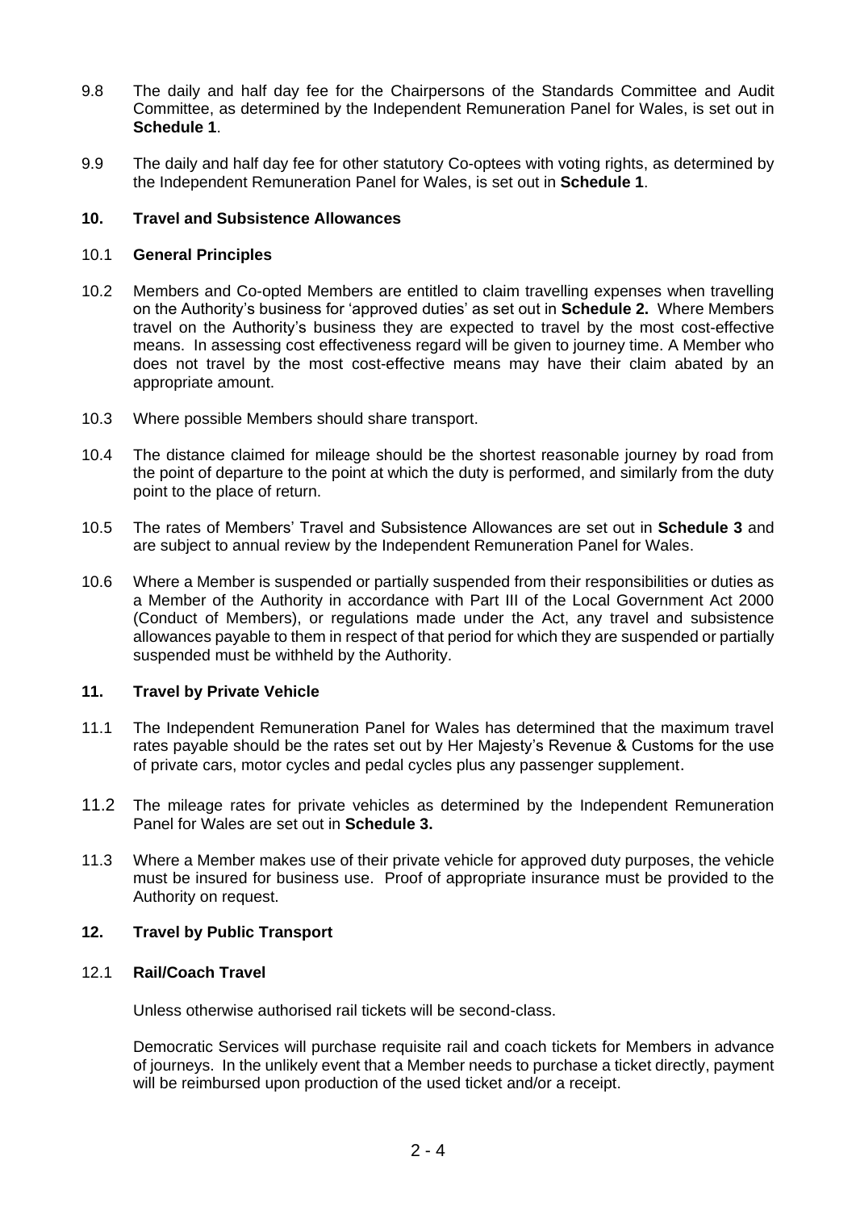9.8 The daily and half day fee for the Chairpersons of the Standards Committee and Audit Committee, as determined by the Independent Remuneration Panel for Wales, is set out in **Schedule 1**.

9.9 The daily and half day fee for other statutory Co-optees with voting rights, as determined by the Independent Remuneration Panel for Wales, is set out in **Schedule 1**.

## 10. Travel and Subsistence Allowances

### 10.1 General Principles

10.2 Members and Co-opted Members are entitled to claim travelling expenses when travelling on the Authority's business for 'approved duties' as set out in **Schedule 2.** Where Members travel on the Authority's business they are expected to travel by the most cost-effective means. In assessing cost effectiveness regard will be given to journey time. A Member who does not travel by the most cost-effective means may have their claim abated by an appropriate amount.

10.3 Where possible Members should share transport.

10.4 The distance claimed for mileage should be the shortest reasonable journey by road from the point of departure to the point at which the duty is performed, and similarly from the duty point to the place of return.

10.5 The rates of Members' Travel and Subsistence Allowances are set out in **Schedule 3** and are subject to annual review by the Independent Remuneration Panel for Wales.

10.6 Where a Member is suspended or partially suspended from their responsibilities or duties as a Member of the Authority in accordance with Part III of the Local Government Act 2000 (Conduct of Members), or regulations made under the Act, any travel and subsistence allowances payable to them in respect of that period for which they are suspended or partially suspended must be withheld by the Authority.

## 11. Travel by Private Vehicle

11.1 The Independent Remuneration Panel for Wales has determined that the maximum travel rates payable should be the rates set out by Her Majesty's Revenue & Customs for the use of private cars, motor cycles and pedal cycles plus any passenger supplement.

11.2 The mileage rates for private vehicles as determined by the Independent Remuneration Panel for Wales are set out in **Schedule 3.**

11.3 Where a Member makes use of their private vehicle for approved duty purposes, the vehicle must be insured for business use. Proof of appropriate insurance must be provided to the Authority on request.

## 12. Travel by Public Transport

### 12.1 Rail/Coach Travel

Unless otherwise authorised rail tickets will be second-class.

Democratic Services will purchase requisite rail and coach tickets for Members in advance of journeys. In the unlikely event that a Member needs to purchase a ticket directly, payment will be reimbursed upon production of the used ticket and/or a receipt.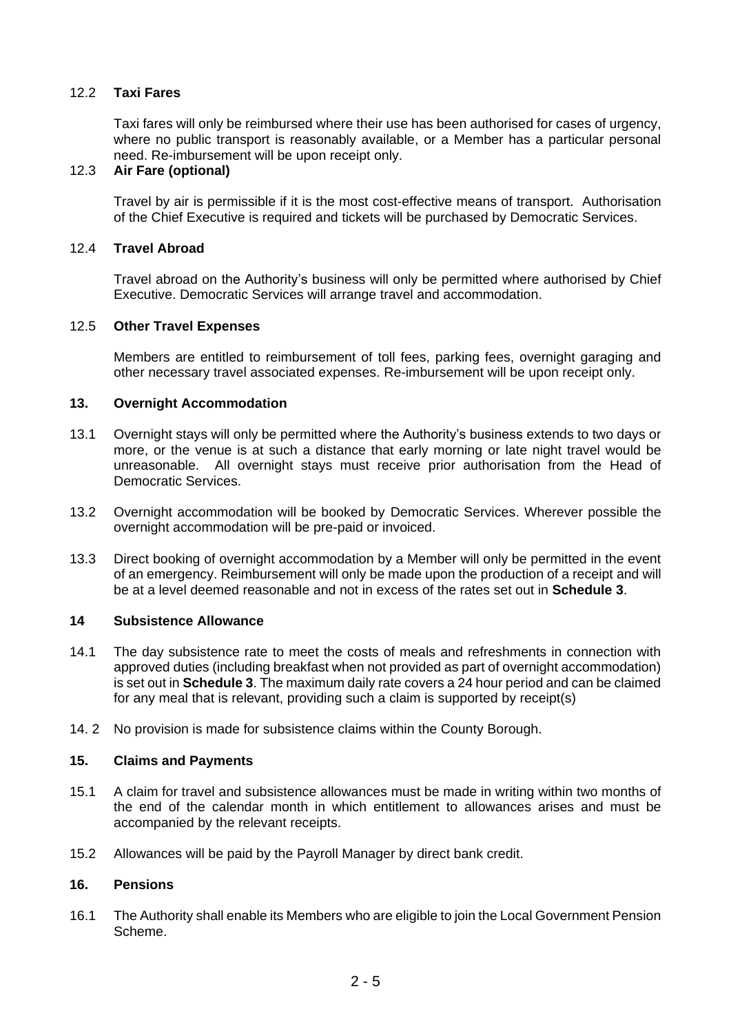### 12.2 Taxi Fares

Taxi fares will only be reimbursed where their use has been authorised for cases of urgency, where no public transport is reasonably available, or a Member has a particular personal need. Re-imbursement will be upon receipt only.

### 12.3 Air Fare (optional)

Travel by air is permissible if it is the most cost-effective means of transport. Authorisation of the Chief Executive is required and tickets will be purchased by Democratic Services.

### 12.4 Travel Abroad

Travel abroad on the Authority's business will only be permitted where authorised by Chief Executive. Democratic Services will arrange travel and accommodation.

### 12.5 Other Travel Expenses

Members are entitled to reimbursement of toll fees, parking fees, overnight garaging and other necessary travel associated expenses. Re-imbursement will be upon receipt only.

## 13. Overnight Accommodation

13.1 Overnight stays will only be permitted where the Authority's business extends to two days or more, or the venue is at such a distance that early morning or late night travel would be unreasonable. All overnight stays must receive prior authorisation from the Head of Democratic Services.

13.2 Overnight accommodation will be booked by Democratic Services. Wherever possible the overnight accommodation will be pre-paid or invoiced.

13.3 Direct booking of overnight accommodation by a Member will only be permitted in the event of an emergency. Reimbursement will only be made upon the production of a receipt and will be at a level deemed reasonable and not in excess of the rates set out in **Schedule 3**.

## 14 Subsistence Allowance

14.1 The day subsistence rate to meet the costs of meals and refreshments in connection with approved duties (including breakfast when not provided as part of overnight accommodation) is set out in **Schedule 3**. The maximum daily rate covers a 24 hour period and can be claimed for any meal that is relevant, providing such a claim is supported by receipt(s)

14. 2 No provision is made for subsistence claims within the County Borough.

## 15. Claims and Payments

15.1 A claim for travel and subsistence allowances must be made in writing within two months of the end of the calendar month in which entitlement to allowances arises and must be accompanied by the relevant receipts.

15.2 Allowances will be paid by the Payroll Manager by direct bank credit.

## 16. Pensions

16.1 The Authority shall enable its Members who are eligible to join the Local Government Pension Scheme.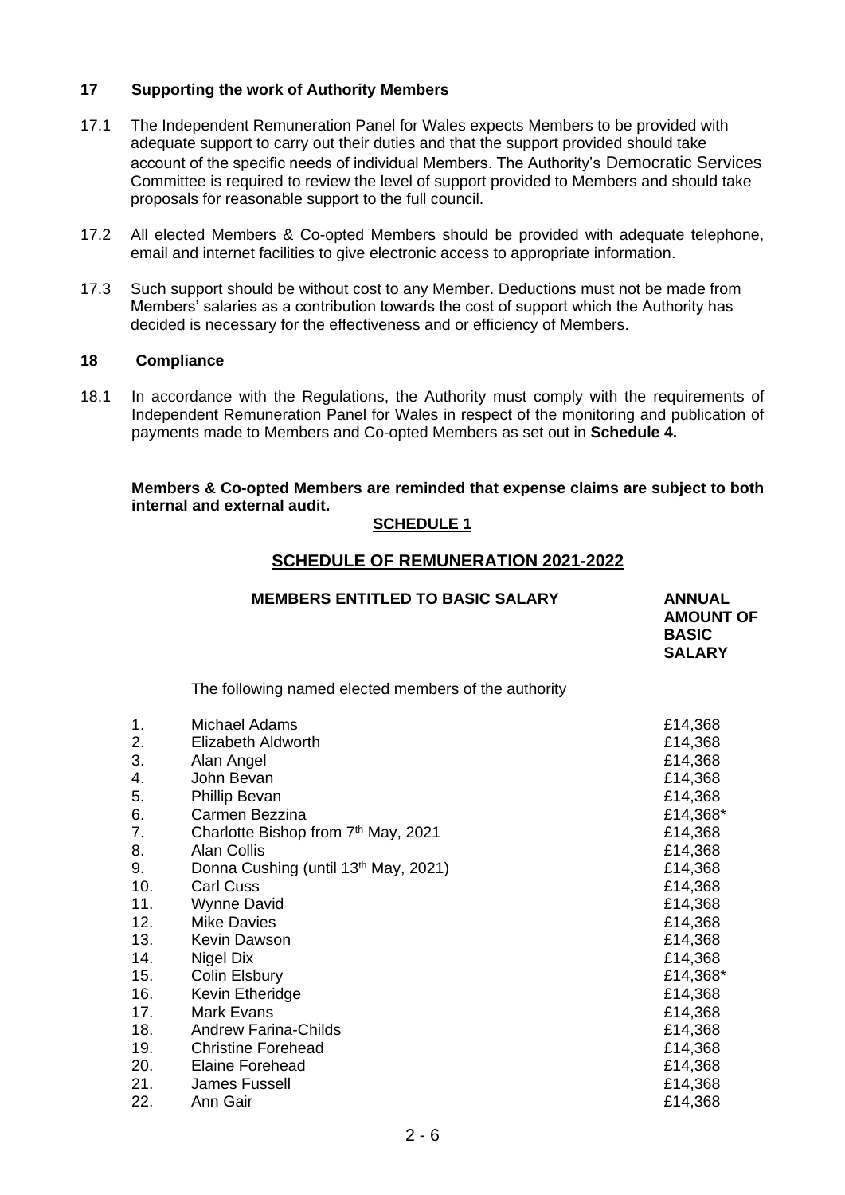## 17 Supporting the work of Authority Members

17.1 The Independent Remuneration Panel for Wales expects Members to be provided with adequate support to carry out their duties and that the support provided should take account of the specific needs of individual Members. The Authority's Democratic Services Committee is required to review the level of support provided to Members and should take proposals for reasonable support to the full council.

17.2 All elected Members & Co-opted Members should be provided with adequate telephone, email and internet facilities to give electronic access to appropriate information.

17.3 Such support should be without cost to any Member. Deductions must not be made from Members' salaries as a contribution towards the cost of support which the Authority has decided is necessary for the effectiveness and or efficiency of Members.

## 18 Compliance

18.1 In accordance with the Regulations, the Authority must comply with the requirements of Independent Remuneration Panel for Wales in respect of the monitoring and publication of payments made to Members and Co-opted Members as set out in **Schedule 4.**

**Members & Co-opted Members are reminded that expense claims are subject to both internal and external audit.**

**SCHEDULE 1**

**SCHEDULE OF REMUNERATION 2021-2022**

| | **MEMBERS ENTITLED TO BASIC SALARY** | **ANNUAL AMOUNT OF BASIC SALARY** |
|---|---|---|
| | The following named elected members of the authority | |
| 1. | Michael Adams | £14,368 |
| 2. | Elizabeth Aldworth | £14,368 |
| 3. | Alan Angel | £14,368 |
| 4. | John Bevan | £14,368 |
| 5. | Phillip Bevan | £14,368 |
| 6. | Carmen Bezzina | £14,368* |
| 7. | Charlotte Bishop from 7th May, 2021 | £14,368 |
| 8. | Alan Collis | £14,368 |
| 9. | Donna Cushing (until 13th May, 2021) | £14,368 |
| 10. | Carl Cuss | £14,368 |
| 11. | Wynne David | £14,368 |
| 12. | Mike Davies | £14,368 |
| 13. | Kevin Dawson | £14,368 |
| 14. | Nigel Dix | £14,368 |
| 15. | Colin Elsbury | £14,368* |
| 16. | Kevin Etheridge | £14,368 |
| 17. | Mark Evans | £14,368 |
| 18. | Andrew Farina-Childs | £14,368 |
| 19. | Christine Forehead | £14,368 |
| 20. | Elaine Forehead | £14,368 |
| 21. | James Fussell | £14,368 |
| 22. | Ann Gair | £14,368 |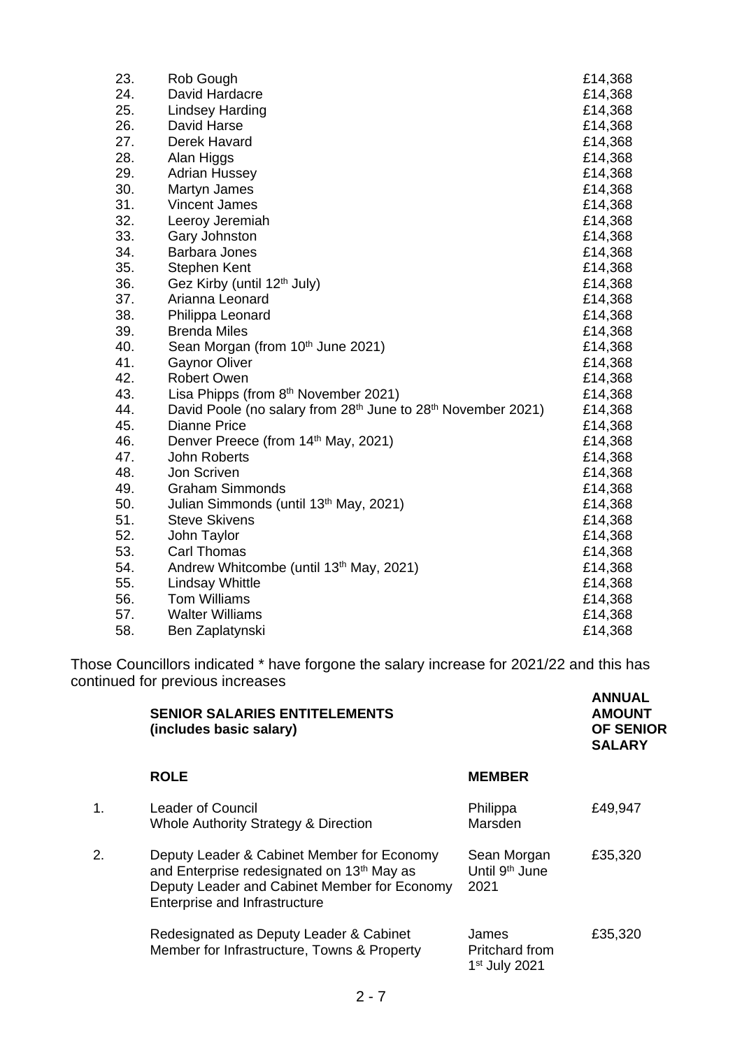| | | |
|---|---|---|
| 23. | Rob Gough | £14,368 |
| 24. | David Hardacre | £14,368 |
| 25. | Lindsey Harding | £14,368 |
| 26. | David Harse | £14,368 |
| 27. | Derek Havard | £14,368 |
| 28. | Alan Higgs | £14,368 |
| 29. | Adrian Hussey | £14,368 |
| 30. | Martyn James | £14,368 |
| 31. | Vincent James | £14,368 |
| 32. | Leeroy Jeremiah | £14,368 |
| 33. | Gary Johnston | £14,368 |
| 34. | Barbara Jones | £14,368 |
| 35. | Stephen Kent | £14,368 |
| 36. | Gez Kirby (until 12th July) | £14,368 |
| 37. | Arianna Leonard | £14,368 |
| 38. | Philippa Leonard | £14,368 |
| 39. | Brenda Miles | £14,368 |
| 40. | Sean Morgan (from 10th June 2021) | £14,368 |
| 41. | Gaynor Oliver | £14,368 |
| 42. | Robert Owen | £14,368 |
| 43. | Lisa Phipps (from 8th November 2021) | £14,368 |
| 44. | David Poole (no salary from 28th June to 28th November 2021) | £14,368 |
| 45. | Dianne Price | £14,368 |
| 46. | Denver Preece (from 14th May, 2021) | £14,368 |
| 47. | John Roberts | £14,368 |
| 48. | Jon Scriven | £14,368 |
| 49. | Graham Simmonds | £14,368 |
| 50. | Julian Simmonds (until 13th May, 2021) | £14,368 |
| 51. | Steve Skivens | £14,368 |
| 52. | John Taylor | £14,368 |
| 53. | Carl Thomas | £14,368 |
| 54. | Andrew Whitcombe (until 13th May, 2021) | £14,368 |
| 55. | Lindsay Whittle | £14,368 |
| 56. | Tom Williams | £14,368 |
| 57. | Walter Williams | £14,368 |
| 58. | Ben Zaplatynski | £14,368 |

Those Councillors indicated * have forgone the salary increase for 2021/22 and this has continued for previous increases

| | **SENIOR SALARIES ENTITELEMENTS (includes basic salary)** | | **ANNUAL AMOUNT OF SENIOR SALARY** |
|---|---|---|---|
| | **ROLE** | **MEMBER** | |
| 1. | Leader of Council<br>Whole Authority Strategy & Direction | Philippa Marsden | £49,947 |
| 2. | Deputy Leader & Cabinet Member for Economy and Enterprise redesignated on 13th May as Deputy Leader and Cabinet Member for Economy Enterprise and Infrastructure | Sean Morgan Until 9th June 2021 | £35,320 |
| | Redesignated as Deputy Leader & Cabinet Member for Infrastructure, Towns & Property | James Pritchard from 1st July 2021 | £35,320 |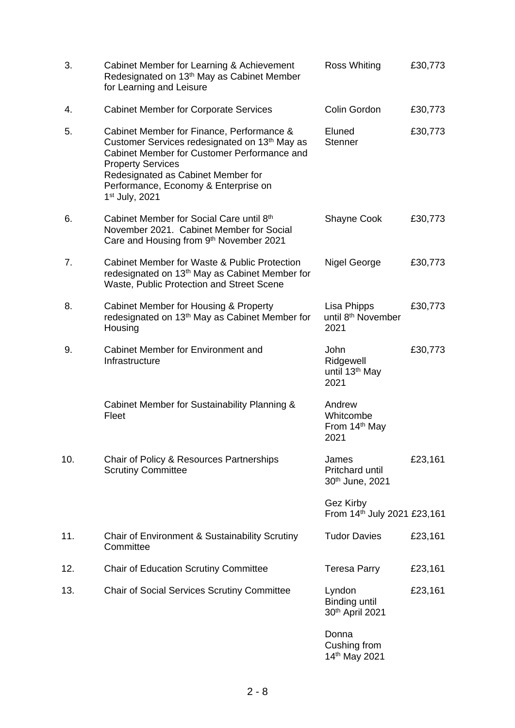| | | | |
|---|---|---|---|
| 3. | Cabinet Member for Learning & Achievement Redesignated on 13th May as Cabinet Member for Learning and Leisure | Ross Whiting | £30,773 |
| 4. | Cabinet Member for Corporate Services | Colin Gordon | £30,773 |
| 5. | Cabinet Member for Finance, Performance & Customer Services redesignated on 13th May as Cabinet Member for Customer Performance and Property Services<br>Redesignated as Cabinet Member for Performance, Economy & Enterprise on 1st July, 2021 | Eluned Stenner | £30,773 |
| 6. | Cabinet Member for Social Care until 8th November 2021. Cabinet Member for Social Care and Housing from 9th November 2021 | Shayne Cook | £30,773 |
| 7. | Cabinet Member for Waste & Public Protection redesignated on 13th May as Cabinet Member for Waste, Public Protection and Street Scene | Nigel George | £30,773 |
| 8. | Cabinet Member for Housing & Property redesignated on 13th May as Cabinet Member for Housing | Lisa Phipps until 8th November 2021 | £30,773 |
| 9. | Cabinet Member for Environment and Infrastructure | John Ridgewell until 13th May 2021 | £30,773 |
| | Cabinet Member for Sustainability Planning & Fleet | Andrew Whitcombe From 14th May 2021 | |
| 10. | Chair of Policy & Resources Partnerships Scrutiny Committee | James Pritchard until 30th June, 2021 | £23,161 |
| | | Gez Kirby From 14th July 2021 | £23,161 |
| 11. | Chair of Environment & Sustainability Scrutiny Committee | Tudor Davies | £23,161 |
| 12. | Chair of Education Scrutiny Committee | Teresa Parry | £23,161 |
| 13. | Chair of Social Services Scrutiny Committee | Lyndon Binding until 30th April 2021 | £23,161 |
| | | Donna Cushing from 14th May 2021 | |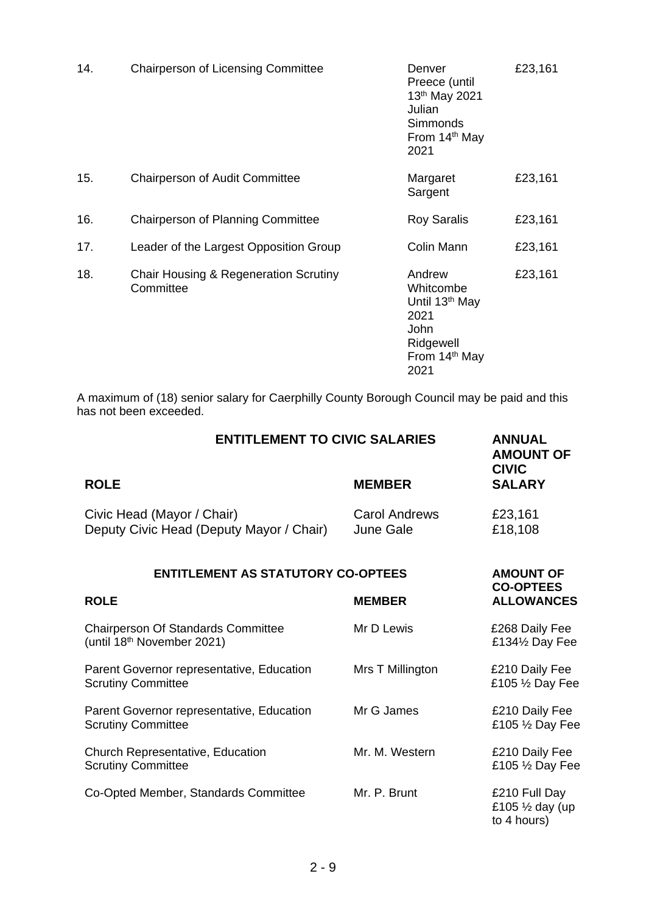| | | | |
|---|---|---|---|
| 14. | Chairperson of Licensing Committee | Denver Preece (until 13th May 2021 Julian Simmonds From 14th May 2021 | £23,161 |
| 15. | Chairperson of Audit Committee | Margaret Sargent | £23,161 |
| 16. | Chairperson of Planning Committee | Roy Saralis | £23,161 |
| 17. | Leader of the Largest Opposition Group | Colin Mann | £23,161 |
| 18. | Chair Housing & Regeneration Scrutiny Committee | Andrew Whitcombe Until 13th May 2021 John Ridgewell From 14th May 2021 | £23,161 |

A maximum of (18) senior salary for Caerphilly County Borough Council may be paid and this has not been exceeded.

| ENTITLEMENT TO CIVIC SALARIES | | ANNUAL AMOUNT OF CIVIC |
|---|---|---|
| **ROLE** | **MEMBER** | **SALARY** |
| Civic Head (Mayor / Chair) | Carol Andrews | £23,161 |
| Deputy Civic Head (Deputy Mayor / Chair) | June Gale | £18,108 |

| ENTITLEMENT AS STATUTORY CO-OPTEES | | AMOUNT OF CO-OPTEES |
|---|---|---|
| **ROLE** | **MEMBER** | **ALLOWANCES** |
| Chairperson Of Standards Committee (until 18th November 2021) | Mr D Lewis | £268 Daily Fee £134½ Day Fee |
| Parent Governor representative, Education Scrutiny Committee | Mrs T Millington | £210 Daily Fee £105 ½ Day Fee |
| Parent Governor representative, Education Scrutiny Committee | Mr G James | £210 Daily Fee £105 ½ Day Fee |
| Church Representative, Education Scrutiny Committee | Mr. M. Western | £210 Daily Fee £105 ½ Day Fee |
| Co-Opted Member, Standards Committee | Mr. P. Brunt | £210 Full Day £105 ½ day (up to 4 hours) |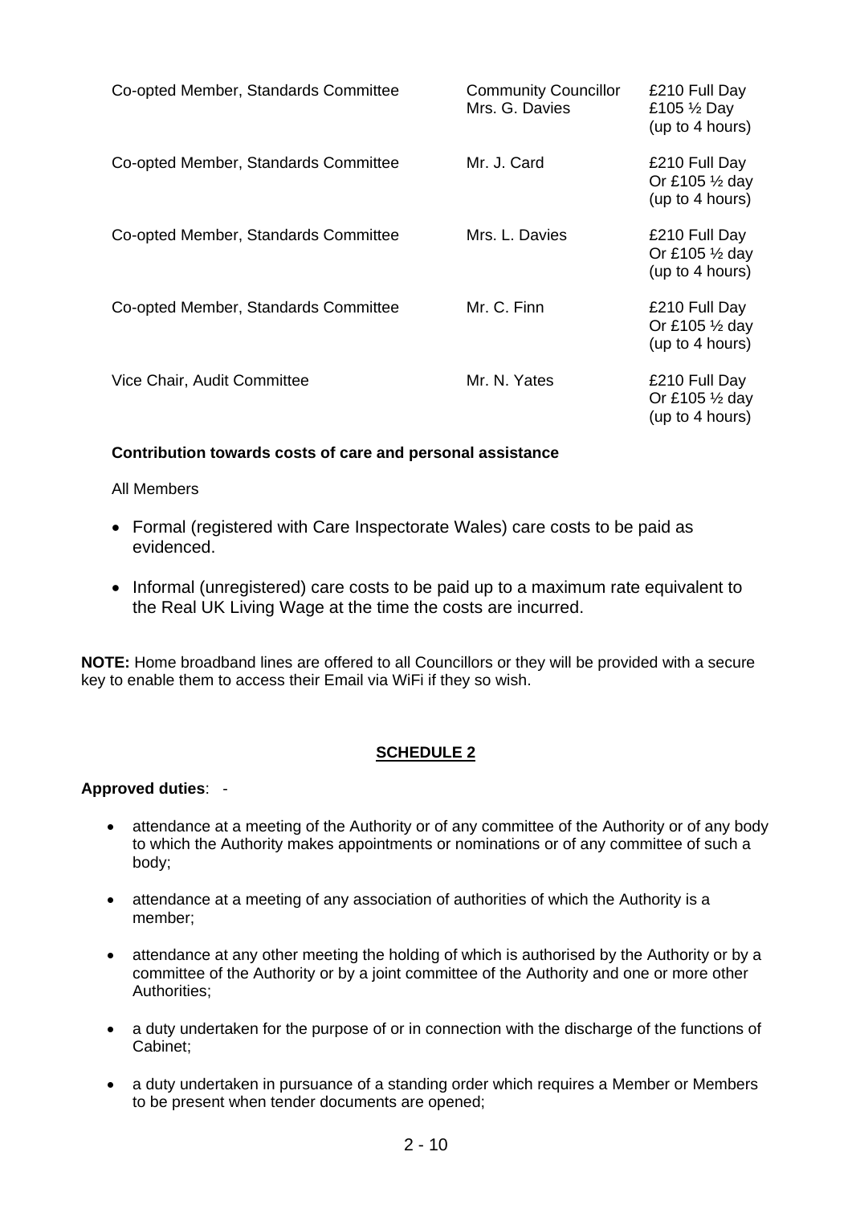| | | |
|---|---|---|
| Co-opted Member, Standards Committee | Community Councillor Mrs. G. Davies | £210 Full Day<br>£105 ½ Day<br>(up to 4 hours) |
| Co-opted Member, Standards Committee | Mr. J. Card | £210 Full Day<br>Or £105 ½ day<br>(up to 4 hours) |
| Co-opted Member, Standards Committee | Mrs. L. Davies | £210 Full Day<br>Or £105 ½ day<br>(up to 4 hours) |
| Co-opted Member, Standards Committee | Mr. C. Finn | £210 Full Day<br>Or £105 ½ day<br>(up to 4 hours) |
| Vice Chair, Audit Committee | Mr. N. Yates | £210 Full Day<br>Or £105 ½ day<br>(up to 4 hours) |

**Contribution towards costs of care and personal assistance**

All Members

- Formal (registered with Care Inspectorate Wales) care costs to be paid as evidenced.
- Informal (unregistered) care costs to be paid up to a maximum rate equivalent to the Real UK Living Wage at the time the costs are incurred.

**NOTE:** Home broadband lines are offered to all Councillors or they will be provided with a secure key to enable them to access their Email via WiFi if they so wish.

## SCHEDULE 2

**Approved duties**: -

- attendance at a meeting of the Authority or of any committee of the Authority or of any body to which the Authority makes appointments or nominations or of any committee of such a body;
- attendance at a meeting of any association of authorities of which the Authority is a member;
- attendance at any other meeting the holding of which is authorised by the Authority or by a committee of the Authority or by a joint committee of the Authority and one or more other Authorities;
- a duty undertaken for the purpose of or in connection with the discharge of the functions of Cabinet;
- a duty undertaken in pursuance of a standing order which requires a Member or Members to be present when tender documents are opened;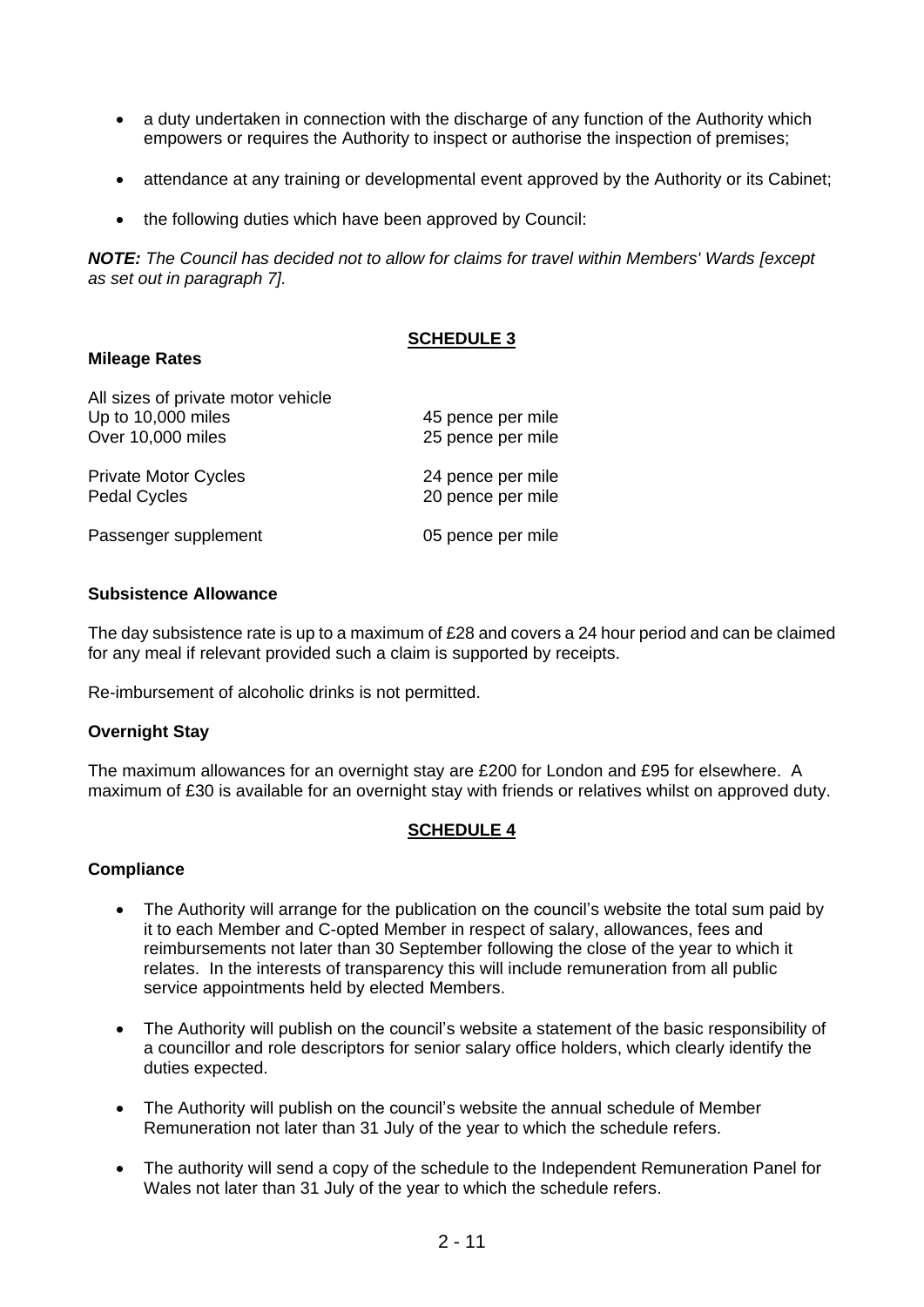- a duty undertaken in connection with the discharge of any function of the Authority which empowers or requires the Authority to inspect or authorise the inspection of premises;
- attendance at any training or developmental event approved by the Authority or its Cabinet;
- the following duties which have been approved by Council:

***NOTE:** The Council has decided not to allow for claims for travel within Members' Wards [except as set out in paragraph 7].*

## SCHEDULE 3

**Mileage Rates**

| | |
|---|---|
| All sizes of private motor vehicle | |
| Up to 10,000 miles | 45 pence per mile |
| Over 10,000 miles | 25 pence per mile |
| Private Motor Cycles | 24 pence per mile |
| Pedal Cycles | 20 pence per mile |
| Passenger supplement | 05 pence per mile |

**Subsistence Allowance**

The day subsistence rate is up to a maximum of £28 and covers a 24 hour period and can be claimed for any meal if relevant provided such a claim is supported by receipts.

Re-imbursement of alcoholic drinks is not permitted.

**Overnight Stay**

The maximum allowances for an overnight stay are £200 for London and £95 for elsewhere. A maximum of £30 is available for an overnight stay with friends or relatives whilst on approved duty.

## SCHEDULE 4

**Compliance**

- The Authority will arrange for the publication on the council's website the total sum paid by it to each Member and C-opted Member in respect of salary, allowances, fees and reimbursements not later than 30 September following the close of the year to which it relates. In the interests of transparency this will include remuneration from all public service appointments held by elected Members.
- The Authority will publish on the council's website a statement of the basic responsibility of a councillor and role descriptors for senior salary office holders, which clearly identify the duties expected.
- The Authority will publish on the council's website the annual schedule of Member Remuneration not later than 31 July of the year to which the schedule refers.
- The authority will send a copy of the schedule to the Independent Remuneration Panel for Wales not later than 31 July of the year to which the schedule refers.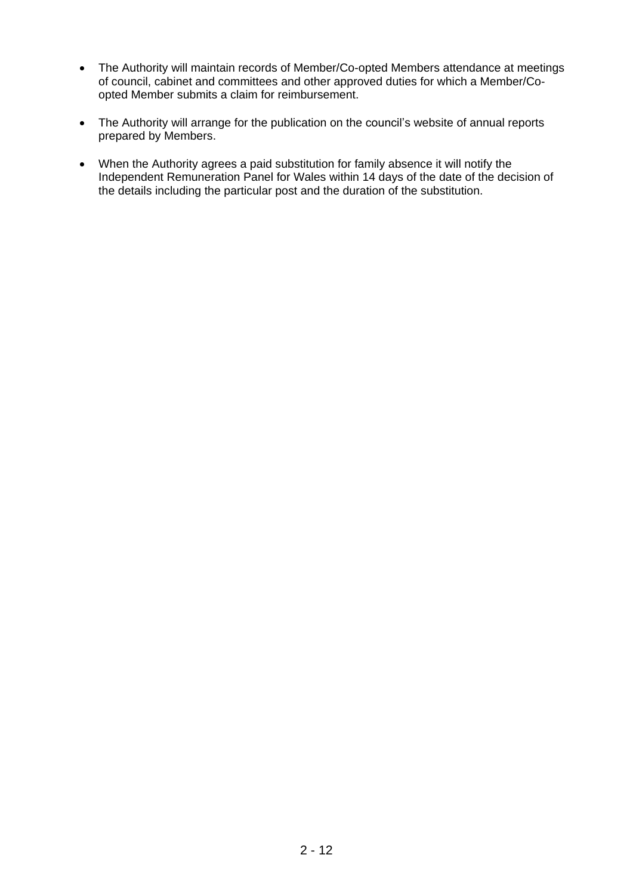- The Authority will maintain records of Member/Co-opted Members attendance at meetings of council, cabinet and committees and other approved duties for which a Member/Co-opted Member submits a claim for reimbursement.

- The Authority will arrange for the publication on the council's website of annual reports prepared by Members.

- When the Authority agrees a paid substitution for family absence it will notify the Independent Remuneration Panel for Wales within 14 days of the date of the decision of the details including the particular post and the duration of the substitution.